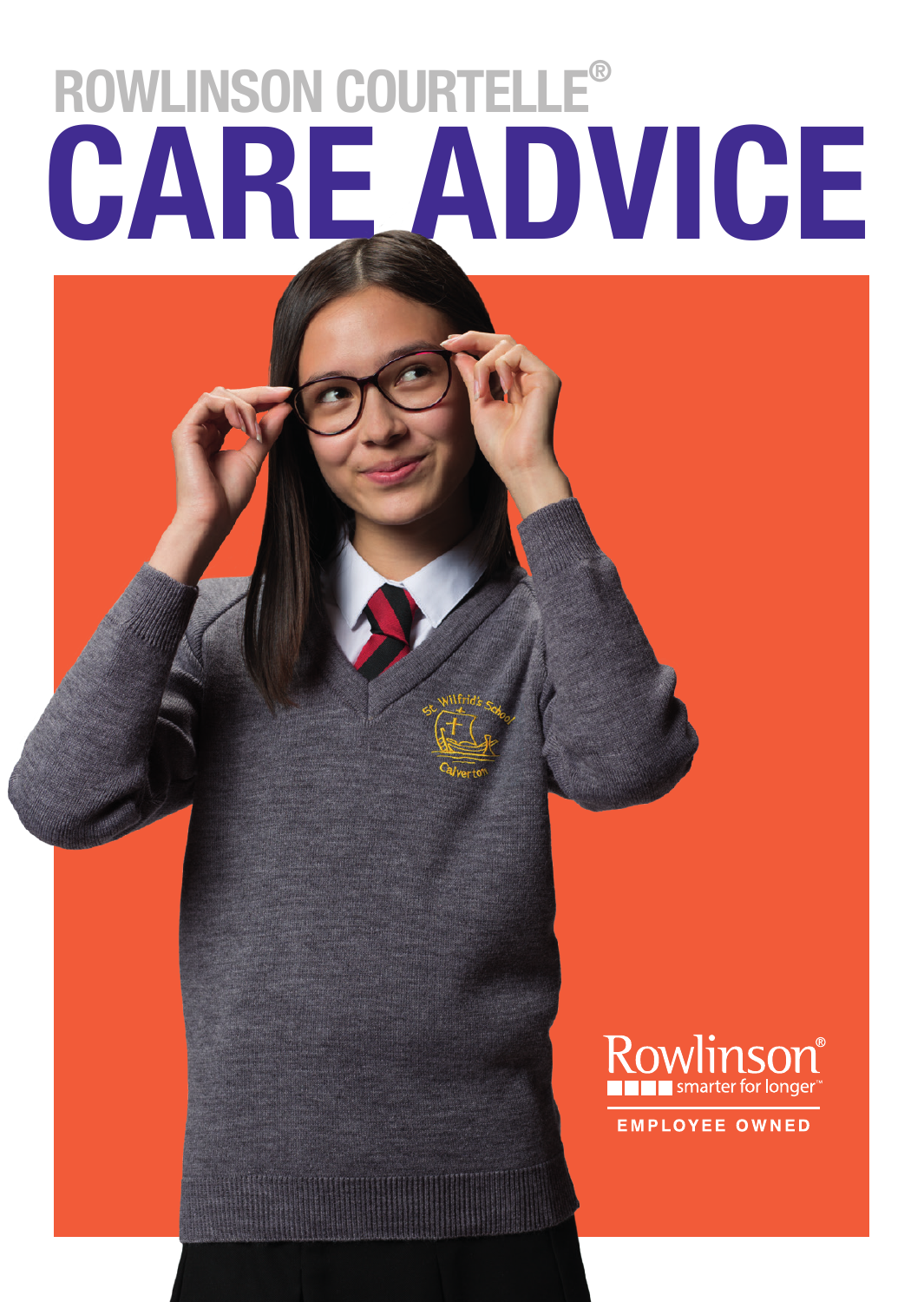# ROWLINSON COURTELLE®

# CARE ADVICE

Rowlinson®

smarter for longer™

EMPLOYEE OWNED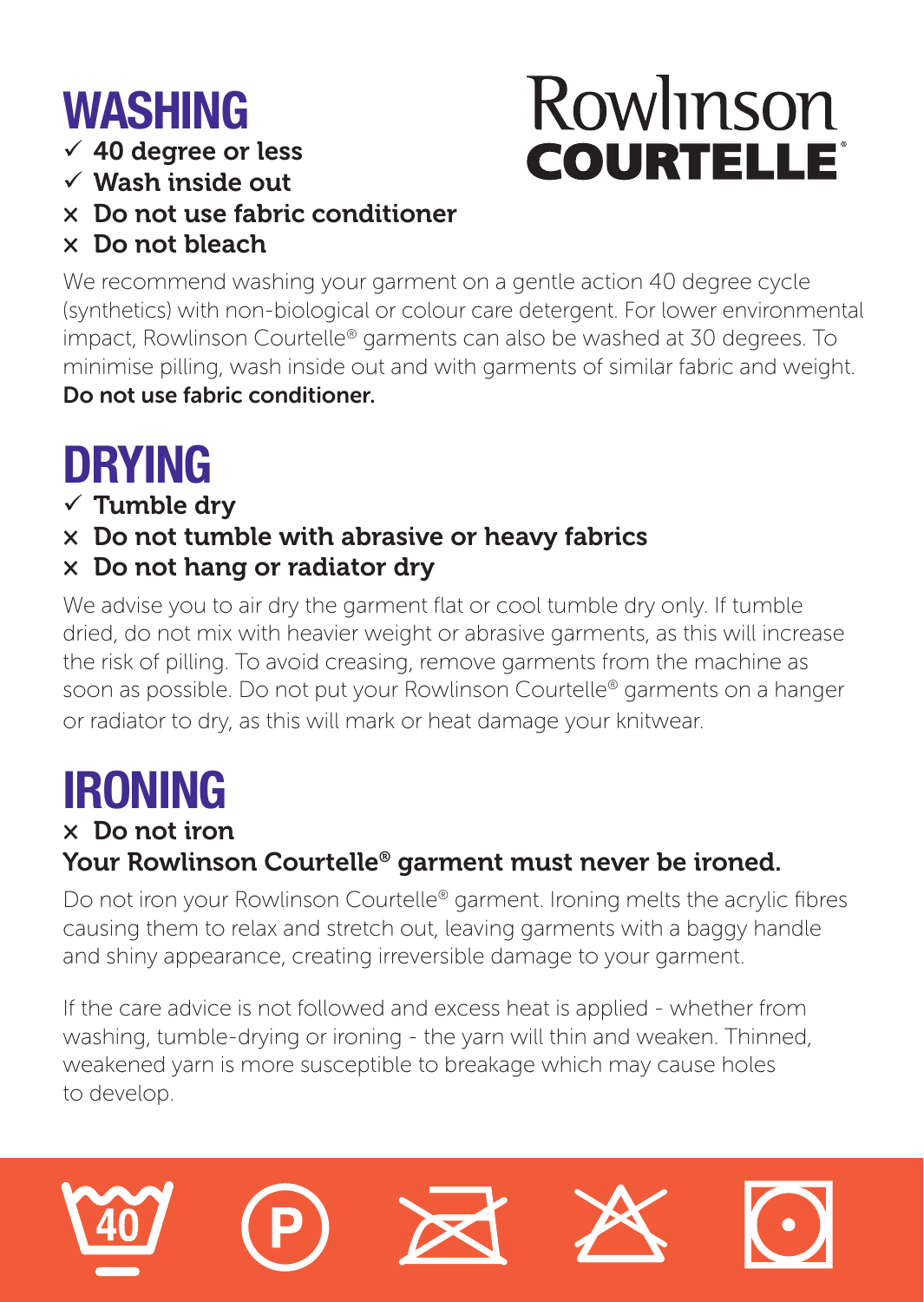Rowlinson **COURTELLE**®

# WASHING

- ✓ 40 degree or less
- ✓ Wash inside out
- × Do not use fabric conditioner
- × Do not bleach

We recommend washing your garment on a gentle action 40 degree cycle (synthetics) with non-biological or colour care detergent. For lower environmental impact, Rowlinson Courtelle® garments can also be washed at 30 degrees. To minimise pilling, wash inside out and with garments of similar fabric and weight. **Do not use fabric conditioner.**

# DRYING

- ✓ Tumble dry
- × Do not tumble with abrasive or heavy fabrics
- × Do not hang or radiator dry

We advise you to air dry the garment flat or cool tumble dry only. If tumble dried, do not mix with heavier weight or abrasive garments, as this will increase the risk of pilling. To avoid creasing, remove garments from the machine as soon as possible. Do not put your Rowlinson Courtelle® garments on a hanger or radiator to dry, as this will mark or heat damage your knitwear.

# IRONING

- × Do not iron

**Your Rowlinson Courtelle® garment must never be ironed.**

Do not iron your Rowlinson Courtelle® garment. Ironing melts the acrylic fibres causing them to relax and stretch out, leaving garments with a baggy handle and shiny appearance, creating irreversible damage to your garment.

If the care advice is not followed and excess heat is applied - whether from washing, tumble-drying or ironing - the yarn will thin and weaken. Thinned, weakened yarn is more susceptible to breakage which may cause holes to develop.

40 P